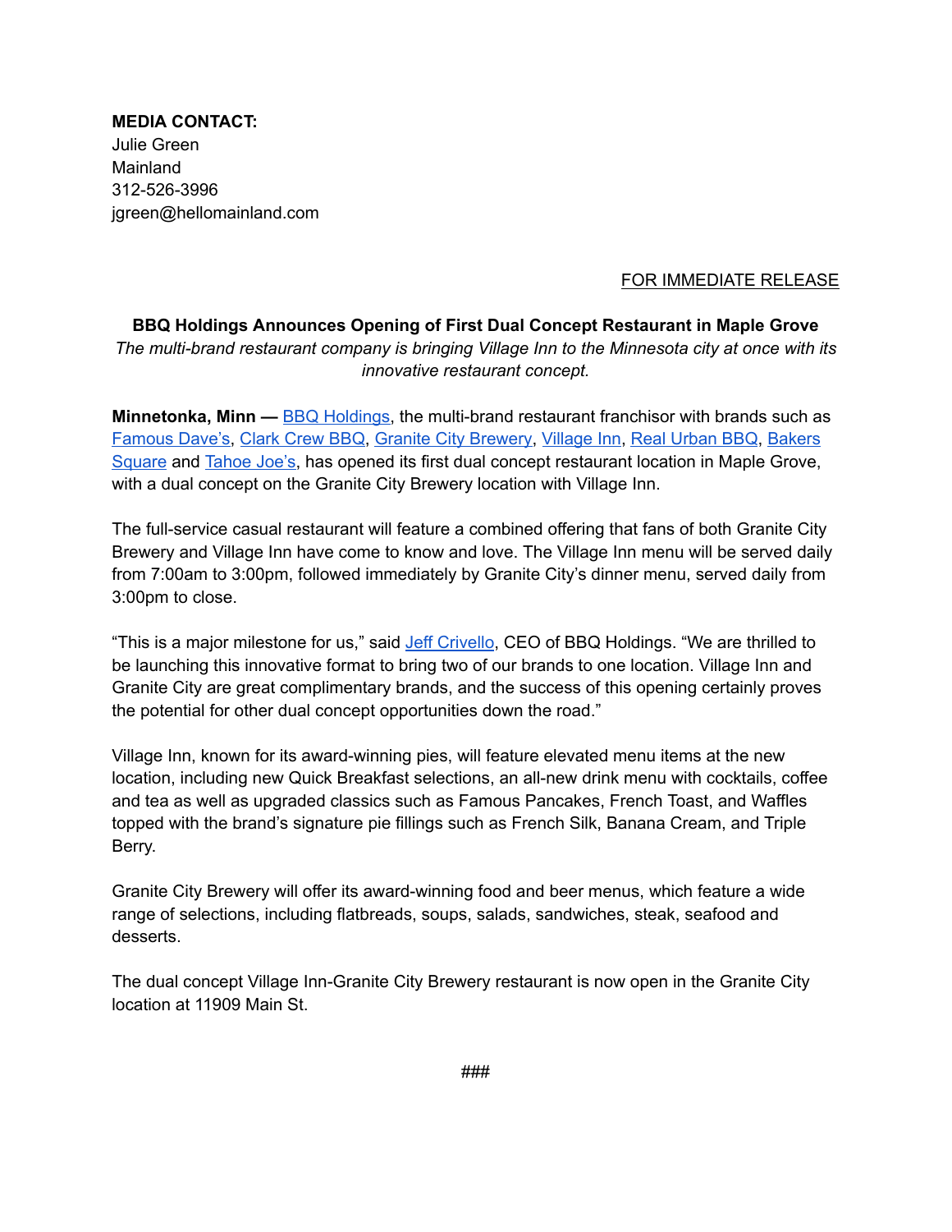**MEDIA CONTACT:**
Julie Green
Mainland
312-526-3996
jgreen@hellomainland.com

FOR IMMEDIATE RELEASE

**BBQ Holdings Announces Opening of First Dual Concept Restaurant in Maple Grove**

*The multi-brand restaurant company is bringing Village Inn to the Minnesota city at once with its innovative restaurant concept.*

**Minnetonka, Minn —** BBQ Holdings, the multi-brand restaurant franchisor with brands such as Famous Dave's, Clark Crew BBQ, Granite City Brewery, Village Inn, Real Urban BBQ, Bakers Square and Tahoe Joe's, has opened its first dual concept restaurant location in Maple Grove, with a dual concept on the Granite City Brewery location with Village Inn.

The full-service casual restaurant will feature a combined offering that fans of both Granite City Brewery and Village Inn have come to know and love. The Village Inn menu will be served daily from 7:00am to 3:00pm, followed immediately by Granite City's dinner menu, served daily from 3:00pm to close.

"This is a major milestone for us," said Jeff Crivello, CEO of BBQ Holdings. "We are thrilled to be launching this innovative format to bring two of our brands to one location. Village Inn and Granite City are great complimentary brands, and the success of this opening certainly proves the potential for other dual concept opportunities down the road."

Village Inn, known for its award-winning pies, will feature elevated menu items at the new location, including new Quick Breakfast selections, an all-new drink menu with cocktails, coffee and tea as well as upgraded classics such as Famous Pancakes, French Toast, and Waffles topped with the brand's signature pie fillings such as French Silk, Banana Cream, and Triple Berry.

Granite City Brewery will offer its award-winning food and beer menus, which feature a wide range of selections, including flatbreads, soups, salads, sandwiches, steak, seafood and desserts.

The dual concept Village Inn-Granite City Brewery restaurant is now open in the Granite City location at 11909 Main St.

###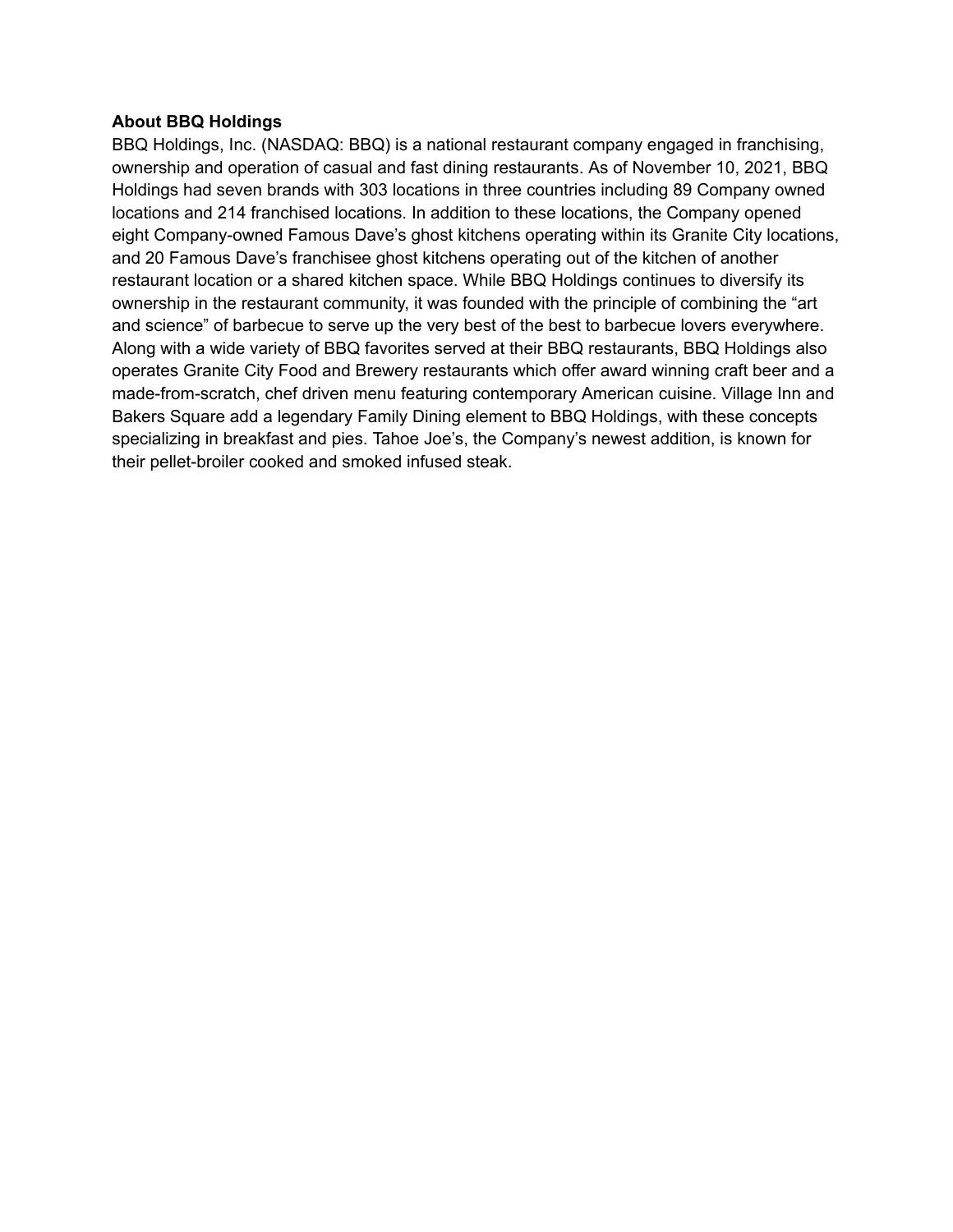**About BBQ Holdings**

BBQ Holdings, Inc. (NASDAQ: BBQ) is a national restaurant company engaged in franchising, ownership and operation of casual and fast dining restaurants. As of November 10, 2021, BBQ Holdings had seven brands with 303 locations in three countries including 89 Company owned locations and 214 franchised locations. In addition to these locations, the Company opened eight Company-owned Famous Dave's ghost kitchens operating within its Granite City locations, and 20 Famous Dave's franchisee ghost kitchens operating out of the kitchen of another restaurant location or a shared kitchen space. While BBQ Holdings continues to diversify its ownership in the restaurant community, it was founded with the principle of combining the "art and science" of barbecue to serve up the very best of the best to barbecue lovers everywhere. Along with a wide variety of BBQ favorites served at their BBQ restaurants, BBQ Holdings also operates Granite City Food and Brewery restaurants which offer award winning craft beer and a made-from-scratch, chef driven menu featuring contemporary American cuisine. Village Inn and Bakers Square add a legendary Family Dining element to BBQ Holdings, with these concepts specializing in breakfast and pies. Tahoe Joe's, the Company's newest addition, is known for their pellet-broiler cooked and smoked infused steak.